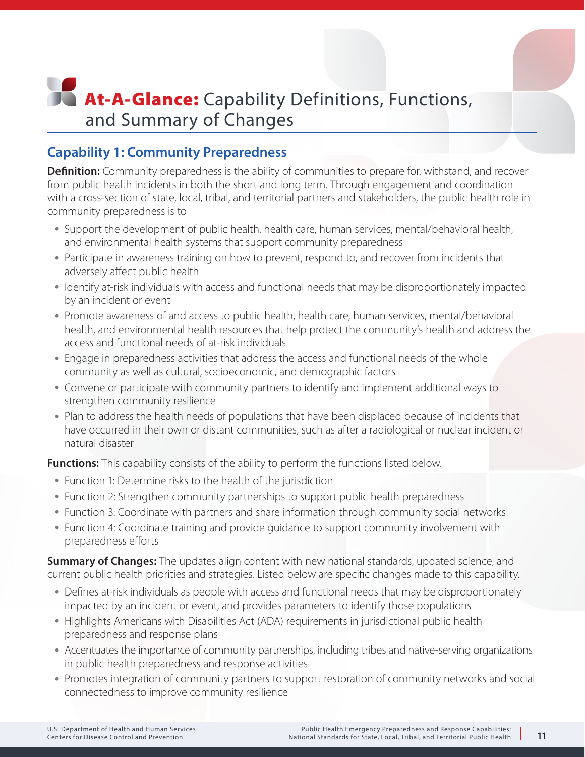# At-A-Glance: Capability Definitions, Functions, and Summary of Changes

## Capability 1: Community Preparedness

**Definition:** Community preparedness is the ability of communities to prepare for, withstand, and recover from public health incidents in both the short and long term. Through engagement and coordination with a cross-section of state, local, tribal, and territorial partners and stakeholders, the public health role in community preparedness is to

- Support the development of public health, health care, human services, mental/behavioral health, and environmental health systems that support community preparedness
- Participate in awareness training on how to prevent, respond to, and recover from incidents that adversely affect public health
- Identify at-risk individuals with access and functional needs that may be disproportionately impacted by an incident or event
- Promote awareness of and access to public health, health care, human services, mental/behavioral health, and environmental health resources that help protect the community's health and address the access and functional needs of at-risk individuals
- Engage in preparedness activities that address the access and functional needs of the whole community as well as cultural, socioeconomic, and demographic factors
- Convene or participate with community partners to identify and implement additional ways to strengthen community resilience
- Plan to address the health needs of populations that have been displaced because of incidents that have occurred in their own or distant communities, such as after a radiological or nuclear incident or natural disaster

**Functions:** This capability consists of the ability to perform the functions listed below.

- Function 1: Determine risks to the health of the jurisdiction
- Function 2: Strengthen community partnerships to support public health preparedness
- Function 3: Coordinate with partners and share information through community social networks
- Function 4: Coordinate training and provide guidance to support community involvement with preparedness efforts

**Summary of Changes:** The updates align content with new national standards, updated science, and current public health priorities and strategies. Listed below are specific changes made to this capability.

- Defines at-risk individuals as people with access and functional needs that may be disproportionately impacted by an incident or event, and provides parameters to identify those populations
- Highlights Americans with Disabilities Act (ADA) requirements in jurisdictional public health preparedness and response plans
- Accentuates the importance of community partnerships, including tribes and native-serving organizations in public health preparedness and response activities
- Promotes integration of community partners to support restoration of community networks and social connectedness to improve community resilience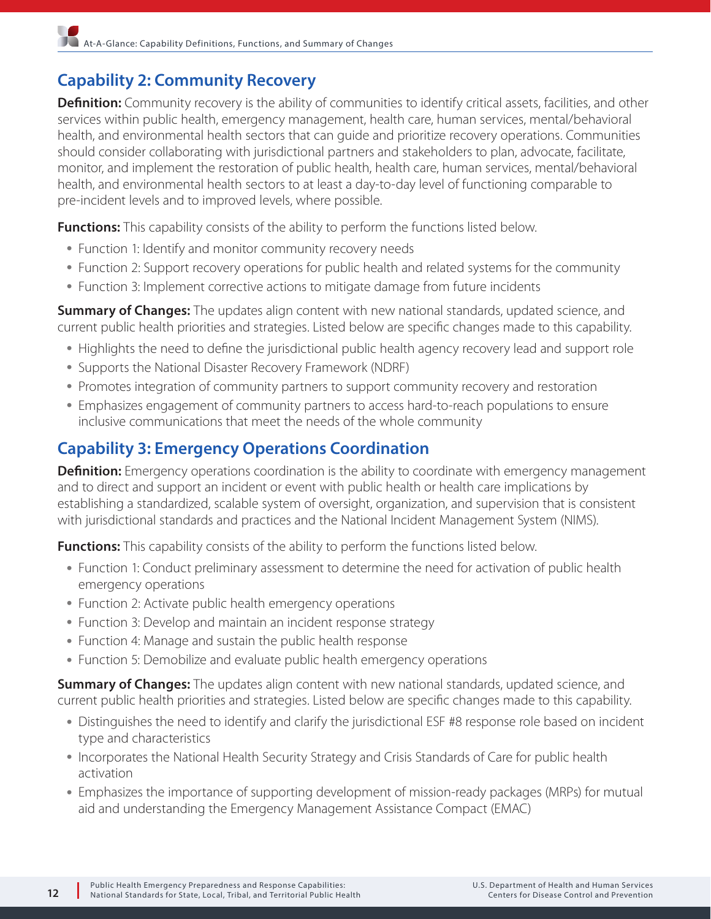## Capability 2: Community Recovery

**Definition:** Community recovery is the ability of communities to identify critical assets, facilities, and other services within public health, emergency management, health care, human services, mental/behavioral health, and environmental health sectors that can guide and prioritize recovery operations. Communities should consider collaborating with jurisdictional partners and stakeholders to plan, advocate, facilitate, monitor, and implement the restoration of public health, health care, human services, mental/behavioral health, and environmental health sectors to at least a day-to-day level of functioning comparable to pre-incident levels and to improved levels, where possible.

**Functions:** This capability consists of the ability to perform the functions listed below.

- Function 1: Identify and monitor community recovery needs
- Function 2: Support recovery operations for public health and related systems for the community
- Function 3: Implement corrective actions to mitigate damage from future incidents

**Summary of Changes:** The updates align content with new national standards, updated science, and current public health priorities and strategies. Listed below are specific changes made to this capability.

- Highlights the need to define the jurisdictional public health agency recovery lead and support role
- Supports the National Disaster Recovery Framework (NDRF)
- Promotes integration of community partners to support community recovery and restoration
- Emphasizes engagement of community partners to access hard-to-reach populations to ensure inclusive communications that meet the needs of the whole community

## Capability 3: Emergency Operations Coordination

**Definition:** Emergency operations coordination is the ability to coordinate with emergency management and to direct and support an incident or event with public health or health care implications by establishing a standardized, scalable system of oversight, organization, and supervision that is consistent with jurisdictional standards and practices and the National Incident Management System (NIMS).

**Functions:** This capability consists of the ability to perform the functions listed below.

- Function 1: Conduct preliminary assessment to determine the need for activation of public health emergency operations
- Function 2: Activate public health emergency operations
- Function 3: Develop and maintain an incident response strategy
- Function 4: Manage and sustain the public health response
- Function 5: Demobilize and evaluate public health emergency operations

**Summary of Changes:** The updates align content with new national standards, updated science, and current public health priorities and strategies. Listed below are specific changes made to this capability.

- Distinguishes the need to identify and clarify the jurisdictional ESF #8 response role based on incident type and characteristics
- Incorporates the National Health Security Strategy and Crisis Standards of Care for public health activation
- Emphasizes the importance of supporting development of mission-ready packages (MRPs) for mutual aid and understanding the Emergency Management Assistance Compact (EMAC)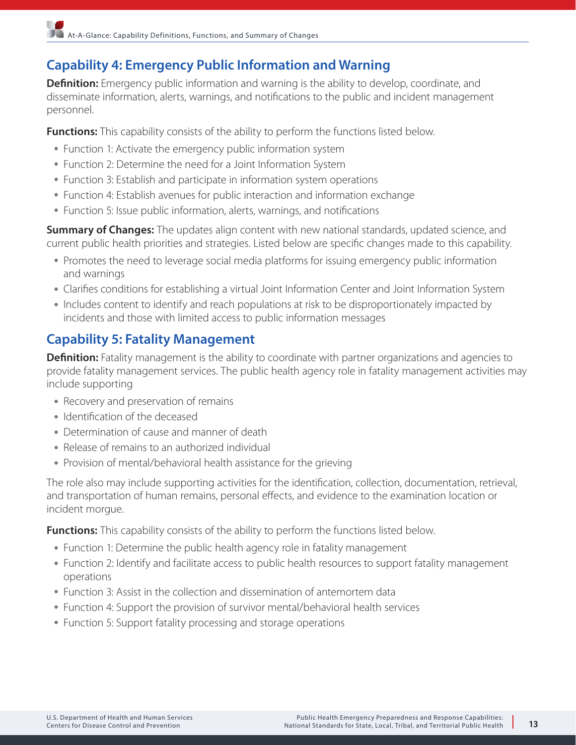## Capability 4: Emergency Public Information and Warning

**Definition:** Emergency public information and warning is the ability to develop, coordinate, and disseminate information, alerts, warnings, and notifications to the public and incident management personnel.

**Functions:** This capability consists of the ability to perform the functions listed below.

- Function 1: Activate the emergency public information system
- Function 2: Determine the need for a Joint Information System
- Function 3: Establish and participate in information system operations
- Function 4: Establish avenues for public interaction and information exchange
- Function 5: Issue public information, alerts, warnings, and notifications

**Summary of Changes:** The updates align content with new national standards, updated science, and current public health priorities and strategies. Listed below are specific changes made to this capability.

- Promotes the need to leverage social media platforms for issuing emergency public information and warnings
- Clarifies conditions for establishing a virtual Joint Information Center and Joint Information System
- Includes content to identify and reach populations at risk to be disproportionately impacted by incidents and those with limited access to public information messages

## Capability 5: Fatality Management

**Definition:** Fatality management is the ability to coordinate with partner organizations and agencies to provide fatality management services. The public health agency role in fatality management activities may include supporting

- Recovery and preservation of remains
- Identification of the deceased
- Determination of cause and manner of death
- Release of remains to an authorized individual
- Provision of mental/behavioral health assistance for the grieving

The role also may include supporting activities for the identification, collection, documentation, retrieval, and transportation of human remains, personal effects, and evidence to the examination location or incident morgue.

**Functions:** This capability consists of the ability to perform the functions listed below.

- Function 1: Determine the public health agency role in fatality management
- Function 2: Identify and facilitate access to public health resources to support fatality management operations
- Function 3: Assist in the collection and dissemination of antemortem data
- Function 4: Support the provision of survivor mental/behavioral health services
- Function 5: Support fatality processing and storage operations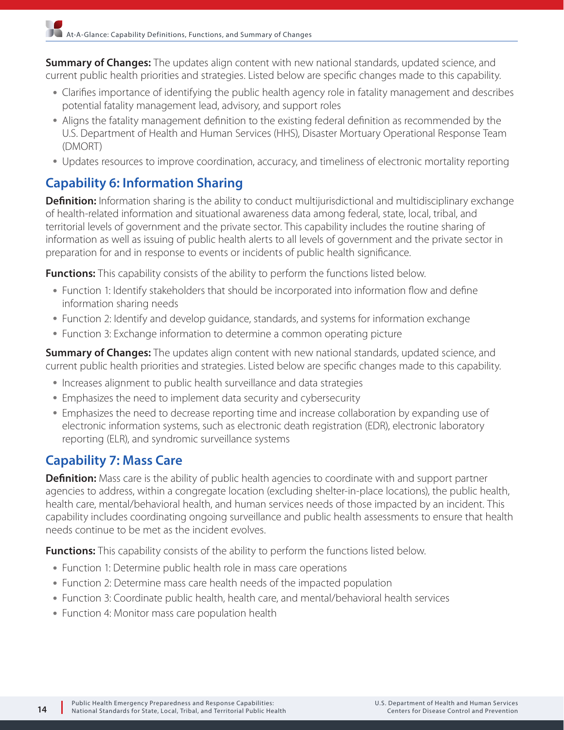**Summary of Changes:** The updates align content with new national standards, updated science, and current public health priorities and strategies. Listed below are specific changes made to this capability.

- Clarifies importance of identifying the public health agency role in fatality management and describes potential fatality management lead, advisory, and support roles
- Aligns the fatality management definition to the existing federal definition as recommended by the U.S. Department of Health and Human Services (HHS), Disaster Mortuary Operational Response Team (DMORT)
- Updates resources to improve coordination, accuracy, and timeliness of electronic mortality reporting

## Capability 6: Information Sharing

**Definition:** Information sharing is the ability to conduct multijurisdictional and multidisciplinary exchange of health-related information and situational awareness data among federal, state, local, tribal, and territorial levels of government and the private sector. This capability includes the routine sharing of information as well as issuing of public health alerts to all levels of government and the private sector in preparation for and in response to events or incidents of public health significance.

**Functions:** This capability consists of the ability to perform the functions listed below.

- Function 1: Identify stakeholders that should be incorporated into information flow and define information sharing needs
- Function 2: Identify and develop guidance, standards, and systems for information exchange
- Function 3: Exchange information to determine a common operating picture

**Summary of Changes:** The updates align content with new national standards, updated science, and current public health priorities and strategies. Listed below are specific changes made to this capability.

- Increases alignment to public health surveillance and data strategies
- Emphasizes the need to implement data security and cybersecurity
- Emphasizes the need to decrease reporting time and increase collaboration by expanding use of electronic information systems, such as electronic death registration (EDR), electronic laboratory reporting (ELR), and syndromic surveillance systems

## Capability 7: Mass Care

**Definition:** Mass care is the ability of public health agencies to coordinate with and support partner agencies to address, within a congregate location (excluding shelter-in-place locations), the public health, health care, mental/behavioral health, and human services needs of those impacted by an incident. This capability includes coordinating ongoing surveillance and public health assessments to ensure that health needs continue to be met as the incident evolves.

**Functions:** This capability consists of the ability to perform the functions listed below.

- Function 1: Determine public health role in mass care operations
- Function 2: Determine mass care health needs of the impacted population
- Function 3: Coordinate public health, health care, and mental/behavioral health services
- Function 4: Monitor mass care population health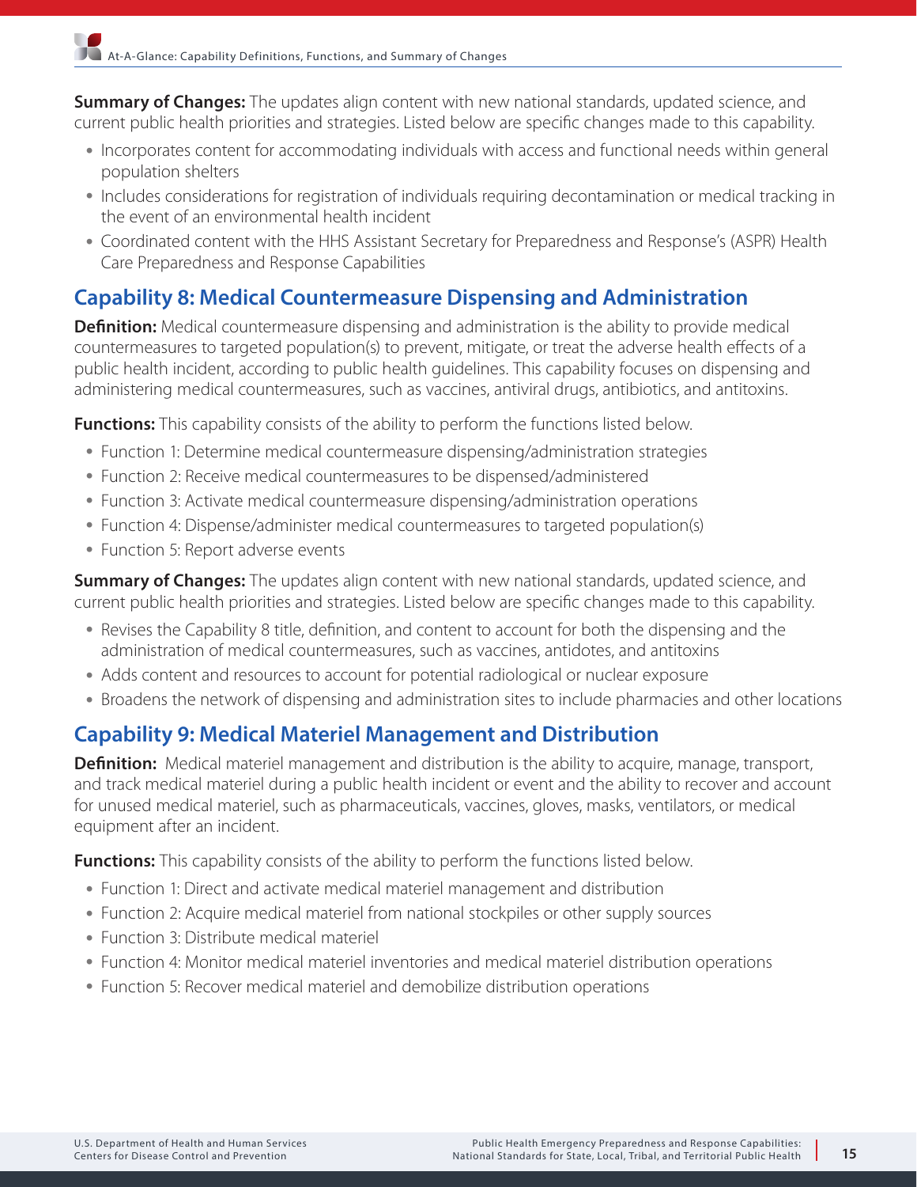**Summary of Changes:** The updates align content with new national standards, updated science, and current public health priorities and strategies. Listed below are specific changes made to this capability.

- Incorporates content for accommodating individuals with access and functional needs within general population shelters
- Includes considerations for registration of individuals requiring decontamination or medical tracking in the event of an environmental health incident
- Coordinated content with the HHS Assistant Secretary for Preparedness and Response's (ASPR) Health Care Preparedness and Response Capabilities

## Capability 8: Medical Countermeasure Dispensing and Administration

**Definition:** Medical countermeasure dispensing and administration is the ability to provide medical countermeasures to targeted population(s) to prevent, mitigate, or treat the adverse health effects of a public health incident, according to public health guidelines. This capability focuses on dispensing and administering medical countermeasures, such as vaccines, antiviral drugs, antibiotics, and antitoxins.

**Functions:** This capability consists of the ability to perform the functions listed below.

- Function 1: Determine medical countermeasure dispensing/administration strategies
- Function 2: Receive medical countermeasures to be dispensed/administered
- Function 3: Activate medical countermeasure dispensing/administration operations
- Function 4: Dispense/administer medical countermeasures to targeted population(s)
- Function 5: Report adverse events

**Summary of Changes:** The updates align content with new national standards, updated science, and current public health priorities and strategies. Listed below are specific changes made to this capability.

- Revises the Capability 8 title, definition, and content to account for both the dispensing and the administration of medical countermeasures, such as vaccines, antidotes, and antitoxins
- Adds content and resources to account for potential radiological or nuclear exposure
- Broadens the network of dispensing and administration sites to include pharmacies and other locations

## Capability 9: Medical Materiel Management and Distribution

**Definition:** Medical materiel management and distribution is the ability to acquire, manage, transport, and track medical materiel during a public health incident or event and the ability to recover and account for unused medical materiel, such as pharmaceuticals, vaccines, gloves, masks, ventilators, or medical equipment after an incident.

**Functions:** This capability consists of the ability to perform the functions listed below.

- Function 1: Direct and activate medical materiel management and distribution
- Function 2: Acquire medical materiel from national stockpiles or other supply sources
- Function 3: Distribute medical materiel
- Function 4: Monitor medical materiel inventories and medical materiel distribution operations
- Function 5: Recover medical materiel and demobilize distribution operations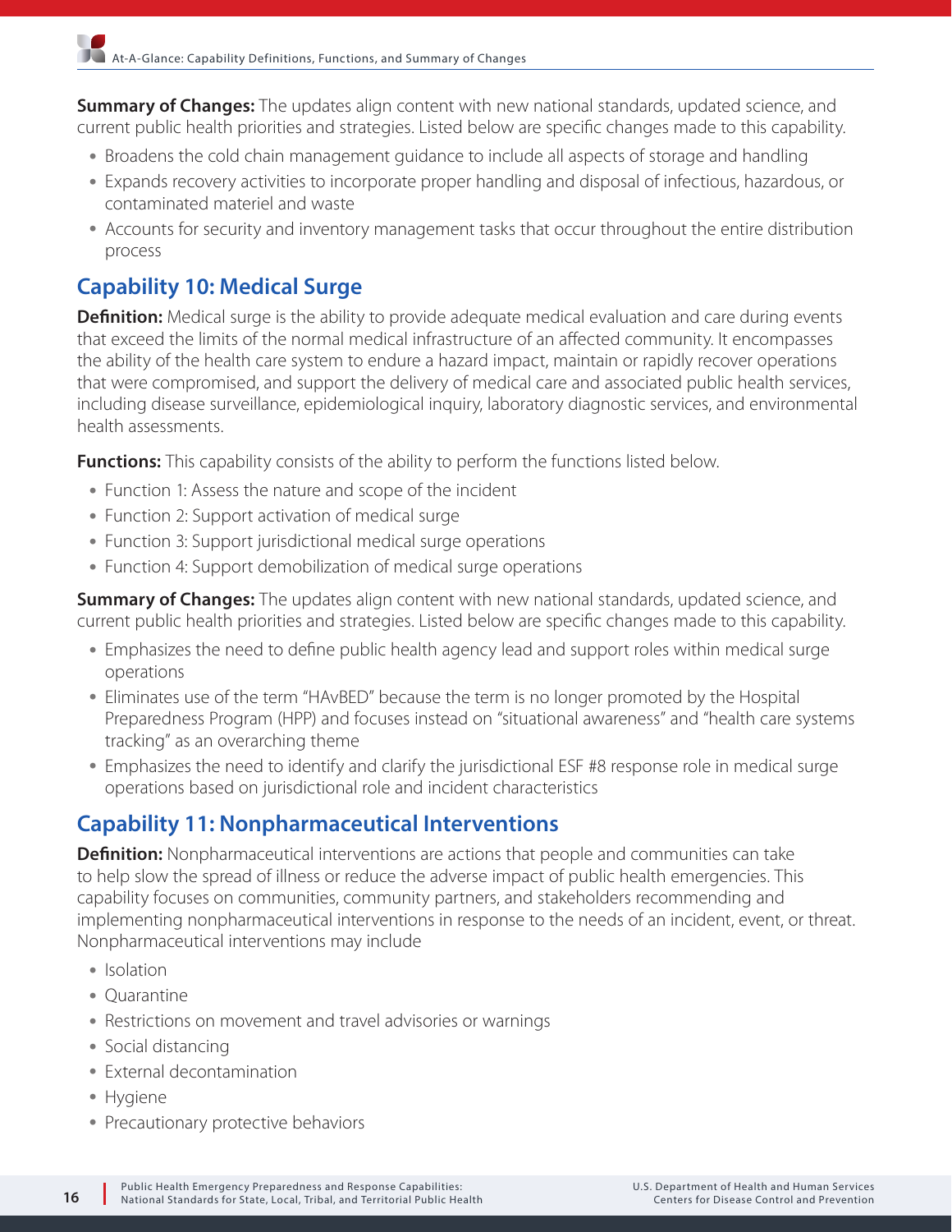**Summary of Changes:** The updates align content with new national standards, updated science, and current public health priorities and strategies. Listed below are specific changes made to this capability.

- Broadens the cold chain management guidance to include all aspects of storage and handling
- Expands recovery activities to incorporate proper handling and disposal of infectious, hazardous, or contaminated materiel and waste
- Accounts for security and inventory management tasks that occur throughout the entire distribution process

## Capability 10: Medical Surge

**Definition:** Medical surge is the ability to provide adequate medical evaluation and care during events that exceed the limits of the normal medical infrastructure of an affected community. It encompasses the ability of the health care system to endure a hazard impact, maintain or rapidly recover operations that were compromised, and support the delivery of medical care and associated public health services, including disease surveillance, epidemiological inquiry, laboratory diagnostic services, and environmental health assessments.

**Functions:** This capability consists of the ability to perform the functions listed below.

- Function 1: Assess the nature and scope of the incident
- Function 2: Support activation of medical surge
- Function 3: Support jurisdictional medical surge operations
- Function 4: Support demobilization of medical surge operations

**Summary of Changes:** The updates align content with new national standards, updated science, and current public health priorities and strategies. Listed below are specific changes made to this capability.

- Emphasizes the need to define public health agency lead and support roles within medical surge operations
- Eliminates use of the term "HAvBED" because the term is no longer promoted by the Hospital Preparedness Program (HPP) and focuses instead on "situational awareness" and "health care systems tracking" as an overarching theme
- Emphasizes the need to identify and clarify the jurisdictional ESF #8 response role in medical surge operations based on jurisdictional role and incident characteristics

## Capability 11: Nonpharmaceutical Interventions

**Definition:** Nonpharmaceutical interventions are actions that people and communities can take to help slow the spread of illness or reduce the adverse impact of public health emergencies. This capability focuses on communities, community partners, and stakeholders recommending and implementing nonpharmaceutical interventions in response to the needs of an incident, event, or threat. Nonpharmaceutical interventions may include

- Isolation
- Quarantine
- Restrictions on movement and travel advisories or warnings
- Social distancing
- External decontamination
- Hygiene
- Precautionary protective behaviors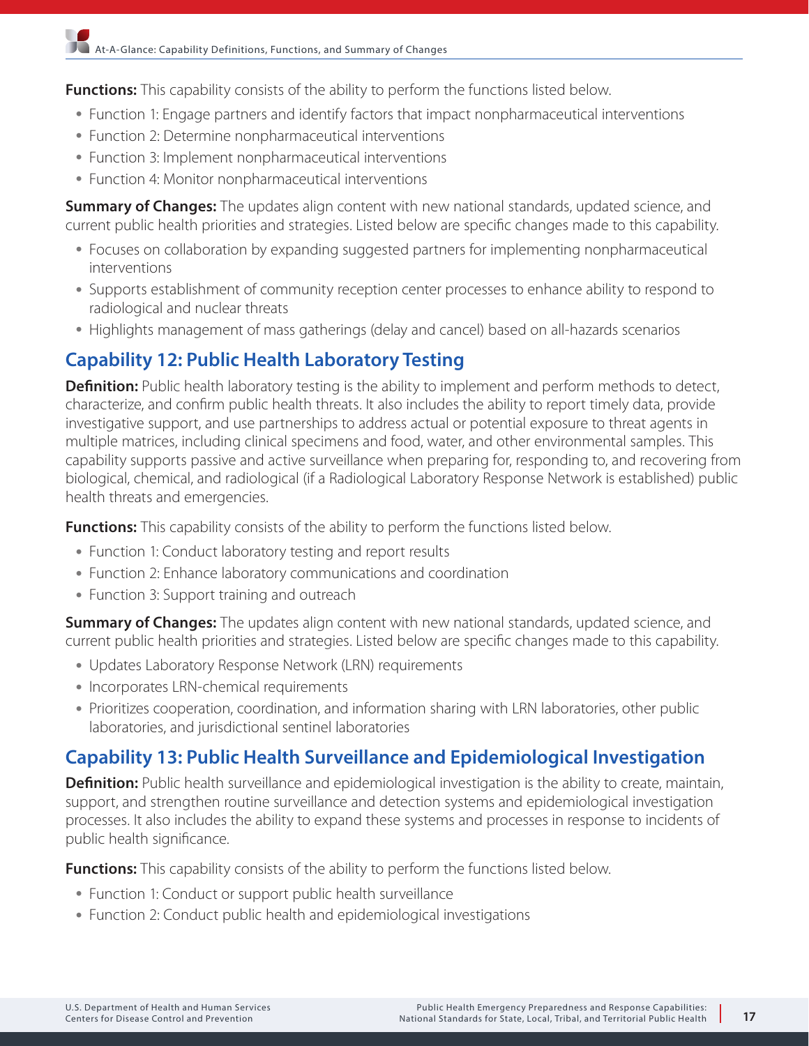**Functions:** This capability consists of the ability to perform the functions listed below.

- Function 1: Engage partners and identify factors that impact nonpharmaceutical interventions
- Function 2: Determine nonpharmaceutical interventions
- Function 3: Implement nonpharmaceutical interventions
- Function 4: Monitor nonpharmaceutical interventions

**Summary of Changes:** The updates align content with new national standards, updated science, and current public health priorities and strategies. Listed below are specific changes made to this capability.

- Focuses on collaboration by expanding suggested partners for implementing nonpharmaceutical interventions
- Supports establishment of community reception center processes to enhance ability to respond to radiological and nuclear threats
- Highlights management of mass gatherings (delay and cancel) based on all-hazards scenarios

## Capability 12: Public Health Laboratory Testing

**Definition:** Public health laboratory testing is the ability to implement and perform methods to detect, characterize, and confirm public health threats. It also includes the ability to report timely data, provide investigative support, and use partnerships to address actual or potential exposure to threat agents in multiple matrices, including clinical specimens and food, water, and other environmental samples. This capability supports passive and active surveillance when preparing for, responding to, and recovering from biological, chemical, and radiological (if a Radiological Laboratory Response Network is established) public health threats and emergencies.

**Functions:** This capability consists of the ability to perform the functions listed below.

- Function 1: Conduct laboratory testing and report results
- Function 2: Enhance laboratory communications and coordination
- Function 3: Support training and outreach

**Summary of Changes:** The updates align content with new national standards, updated science, and current public health priorities and strategies. Listed below are specific changes made to this capability.

- Updates Laboratory Response Network (LRN) requirements
- Incorporates LRN-chemical requirements
- Prioritizes cooperation, coordination, and information sharing with LRN laboratories, other public laboratories, and jurisdictional sentinel laboratories

## Capability 13: Public Health Surveillance and Epidemiological Investigation

**Definition:** Public health surveillance and epidemiological investigation is the ability to create, maintain, support, and strengthen routine surveillance and detection systems and epidemiological investigation processes. It also includes the ability to expand these systems and processes in response to incidents of public health significance.

**Functions:** This capability consists of the ability to perform the functions listed below.

- Function 1: Conduct or support public health surveillance
- Function 2: Conduct public health and epidemiological investigations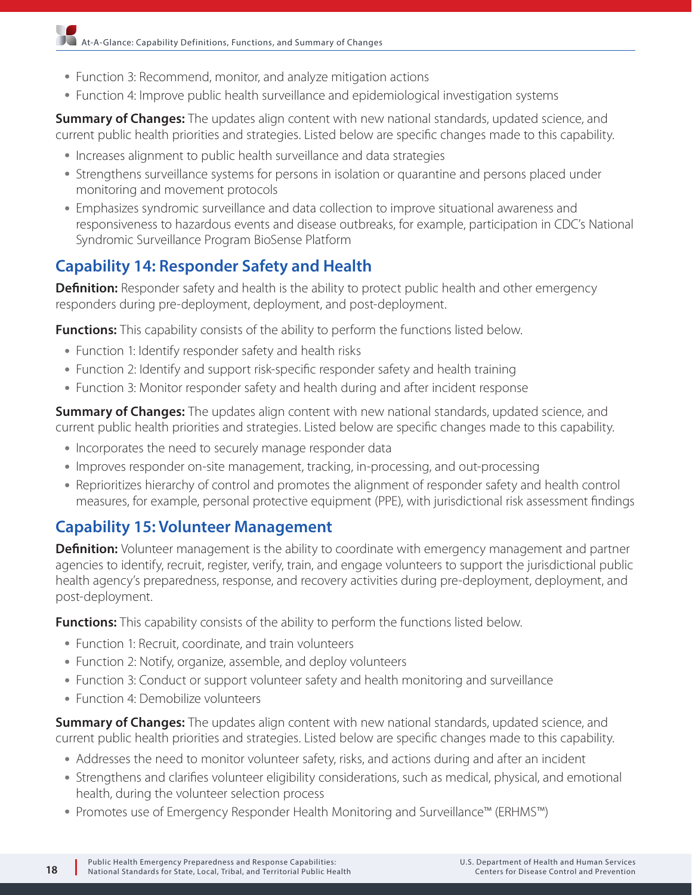- Function 3: Recommend, monitor, and analyze mitigation actions
- Function 4: Improve public health surveillance and epidemiological investigation systems

**Summary of Changes:** The updates align content with new national standards, updated science, and current public health priorities and strategies. Listed below are specific changes made to this capability.

- Increases alignment to public health surveillance and data strategies
- Strengthens surveillance systems for persons in isolation or quarantine and persons placed under monitoring and movement protocols
- Emphasizes syndromic surveillance and data collection to improve situational awareness and responsiveness to hazardous events and disease outbreaks, for example, participation in CDC's National Syndromic Surveillance Program BioSense Platform

## Capability 14: Responder Safety and Health

**Definition:** Responder safety and health is the ability to protect public health and other emergency responders during pre-deployment, deployment, and post-deployment.

**Functions:** This capability consists of the ability to perform the functions listed below.

- Function 1: Identify responder safety and health risks
- Function 2: Identify and support risk-specific responder safety and health training
- Function 3: Monitor responder safety and health during and after incident response

**Summary of Changes:** The updates align content with new national standards, updated science, and current public health priorities and strategies. Listed below are specific changes made to this capability.

- Incorporates the need to securely manage responder data
- Improves responder on-site management, tracking, in-processing, and out-processing
- Reprioritizes hierarchy of control and promotes the alignment of responder safety and health control measures, for example, personal protective equipment (PPE), with jurisdictional risk assessment findings

## Capability 15: Volunteer Management

**Definition:** Volunteer management is the ability to coordinate with emergency management and partner agencies to identify, recruit, register, verify, train, and engage volunteers to support the jurisdictional public health agency's preparedness, response, and recovery activities during pre-deployment, deployment, and post-deployment.

**Functions:** This capability consists of the ability to perform the functions listed below.

- Function 1: Recruit, coordinate, and train volunteers
- Function 2: Notify, organize, assemble, and deploy volunteers
- Function 3: Conduct or support volunteer safety and health monitoring and surveillance
- Function 4: Demobilize volunteers

**Summary of Changes:** The updates align content with new national standards, updated science, and current public health priorities and strategies. Listed below are specific changes made to this capability.

- Addresses the need to monitor volunteer safety, risks, and actions during and after an incident
- Strengthens and clarifies volunteer eligibility considerations, such as medical, physical, and emotional health, during the volunteer selection process
- Promotes use of Emergency Responder Health Monitoring and Surveillance™ (ERHMS™)